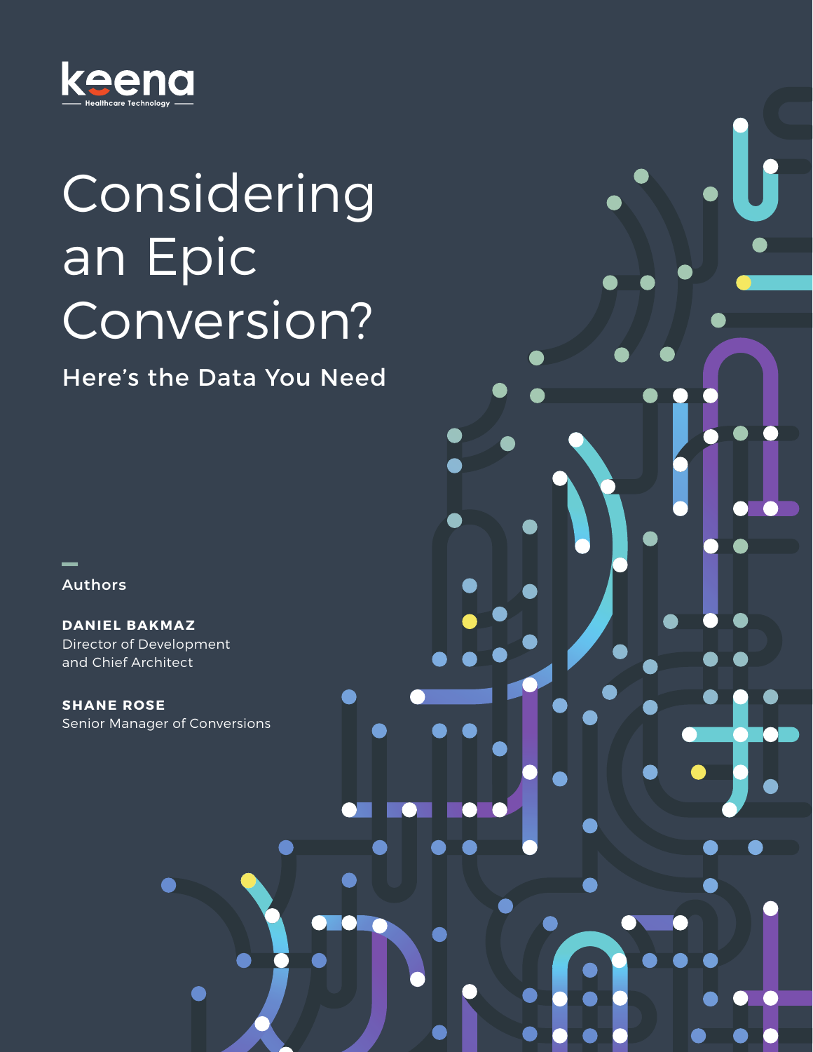keena

Healthcare Technology

# Considering an Epic Conversion?

## Here's the Data You Need

Authors

**DANIEL BAKMAZ**
Director of Development and Chief Architect

**SHANE ROSE**
Senior Manager of Conversions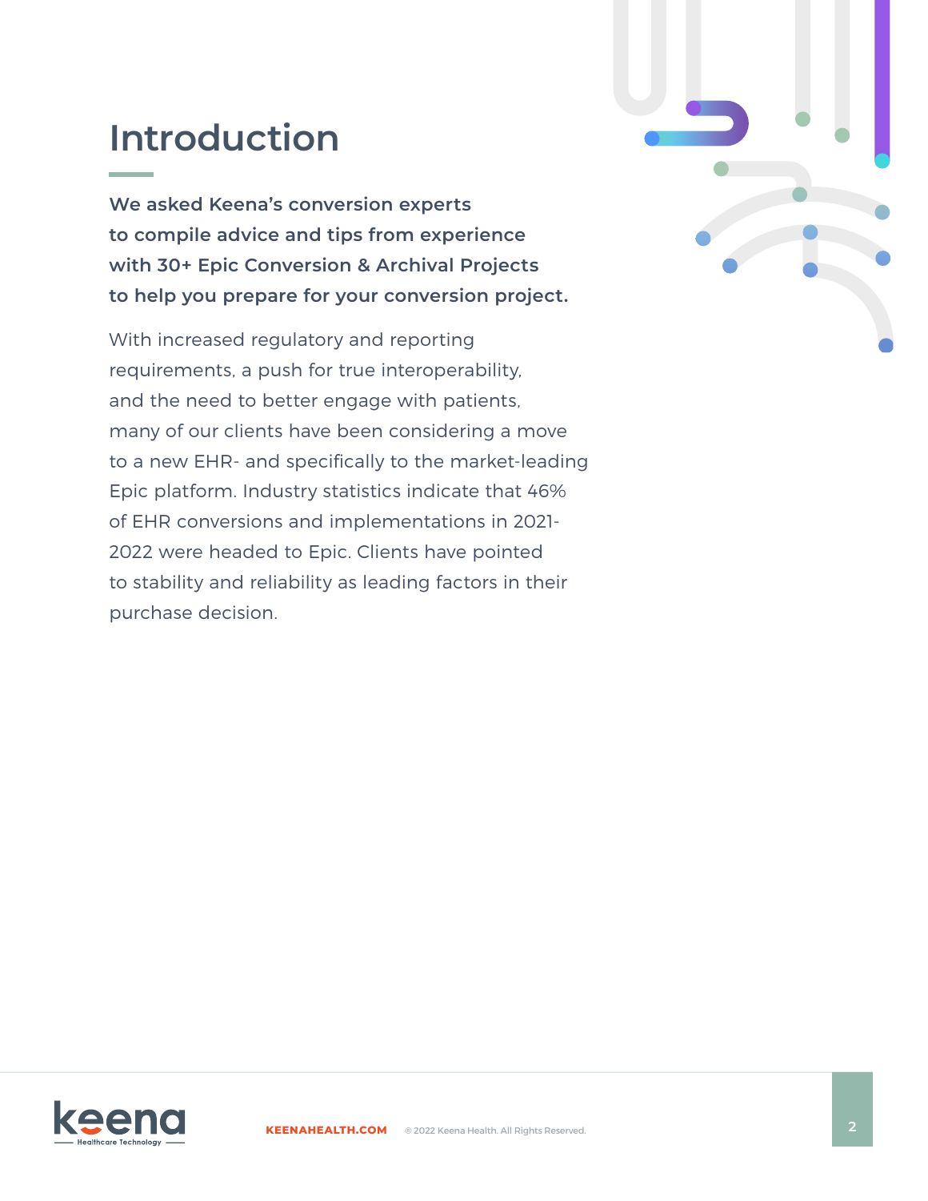# Introduction

**We asked Keena's conversion experts to compile advice and tips from experience with 30+ Epic Conversion & Archival Projects to help you prepare for your conversion project.**

With increased regulatory and reporting requirements, a push for true interoperability, and the need to better engage with patients, many of our clients have been considering a move to a new EHR- and specifically to the market-leading Epic platform. Industry statistics indicate that 46% of EHR conversions and implementations in 2021-2022 were headed to Epic. Clients have pointed to stability and reliability as leading factors in their purchase decision.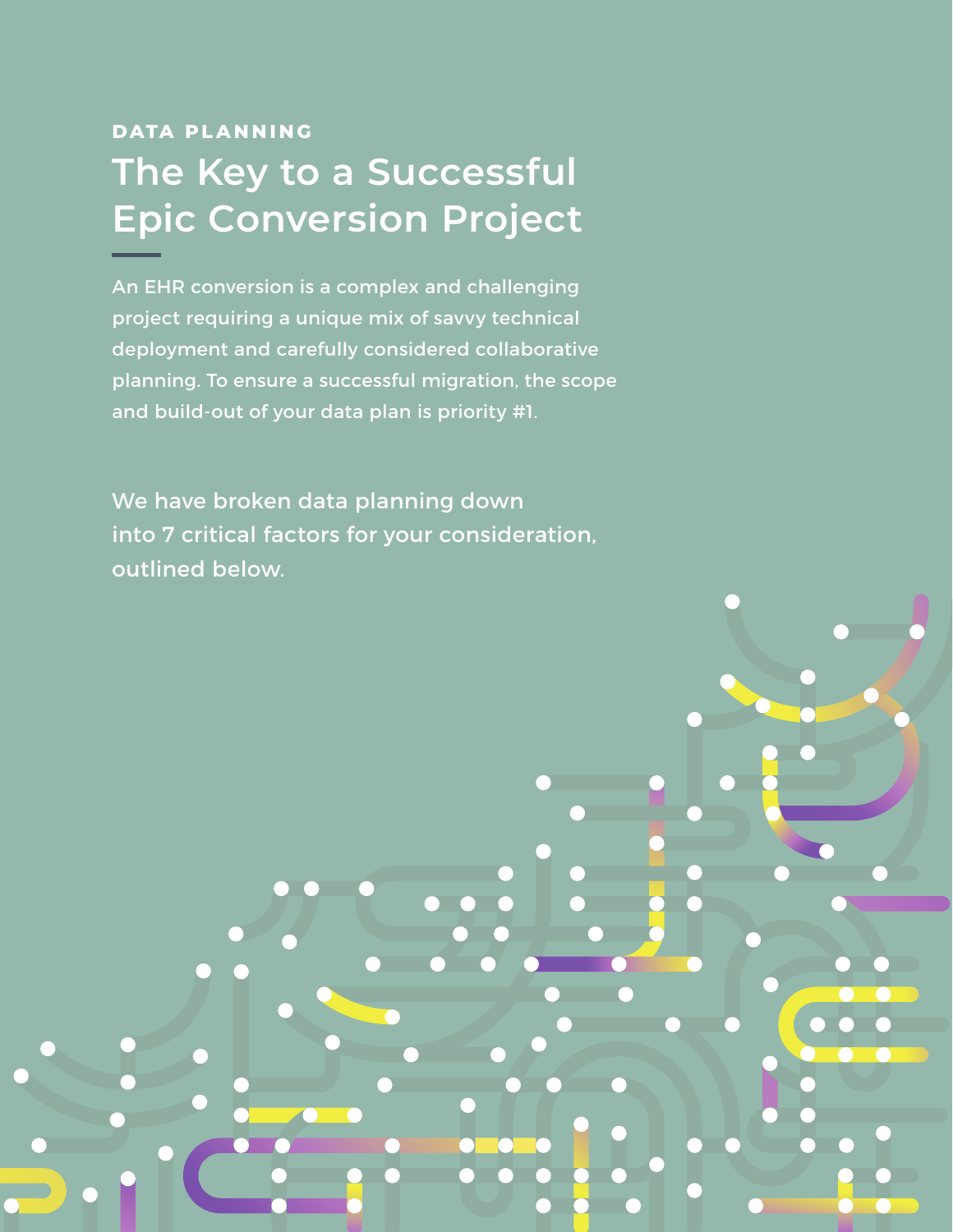DATA PLANNING

# The Key to a Successful Epic Conversion Project

An EHR conversion is a complex and challenging project requiring a unique mix of savvy technical deployment and carefully considered collaborative planning. To ensure a successful migration, the scope and build-out of your data plan is priority #1.

We have broken data planning down into 7 critical factors for your consideration, outlined below.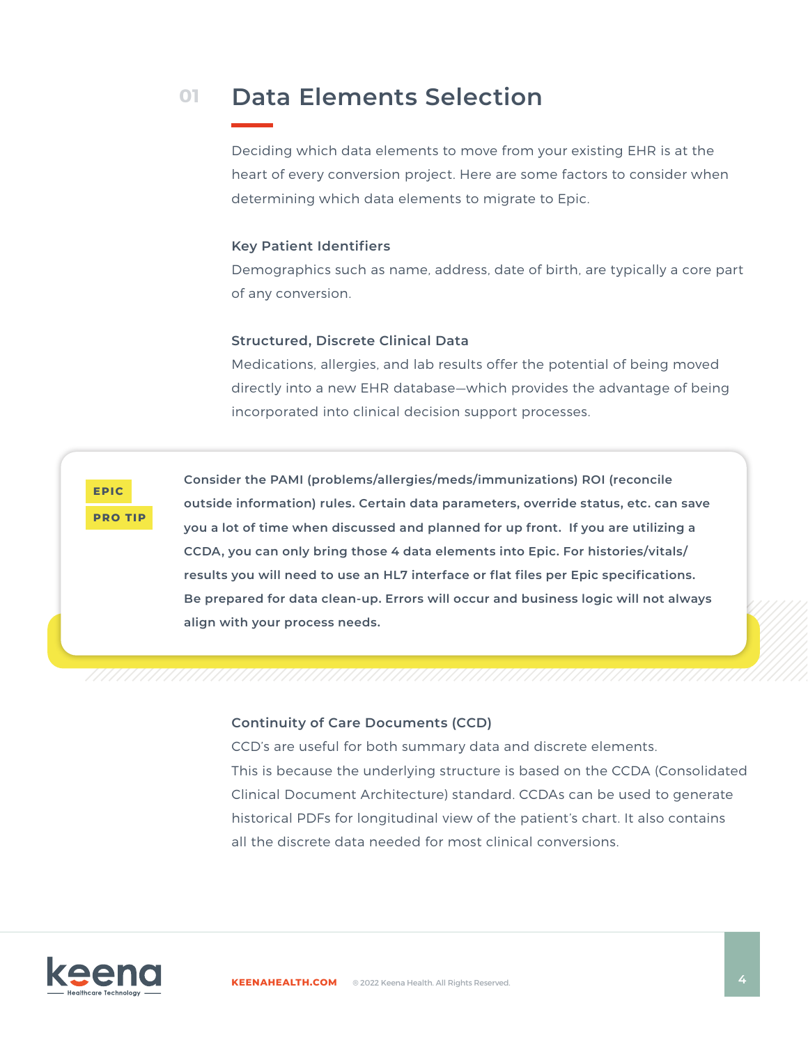## 01 Data Elements Selection

Deciding which data elements to move from your existing EHR is at the heart of every conversion project. Here are some factors to consider when determining which data elements to migrate to Epic.

### Key Patient Identifiers

Demographics such as name, address, date of birth, are typically a core part of any conversion.

### Structured, Discrete Clinical Data

Medications, allergies, and lab results offer the potential of being moved directly into a new EHR database—which provides the advantage of being incorporated into clinical decision support processes.

> **EPIC PRO TIP**
>
> **Consider the PAMI (problems/allergies/meds/immunizations) ROI (reconcile outside information) rules. Certain data parameters, override status, etc. can save you a lot of time when discussed and planned for up front. If you are utilizing a CCDA, you can only bring those 4 data elements into Epic. For histories/vitals/results you will need to use an HL7 interface or flat files per Epic specifications. Be prepared for data clean-up. Errors will occur and business logic will not always align with your process needs.**

### Continuity of Care Documents (CCD)

CCD's are useful for both summary data and discrete elements.
This is because the underlying structure is based on the CCDA (Consolidated Clinical Document Architecture) standard. CCDAs can be used to generate historical PDFs for longitudinal view of the patient's chart. It also contains all the discrete data needed for most clinical conversions.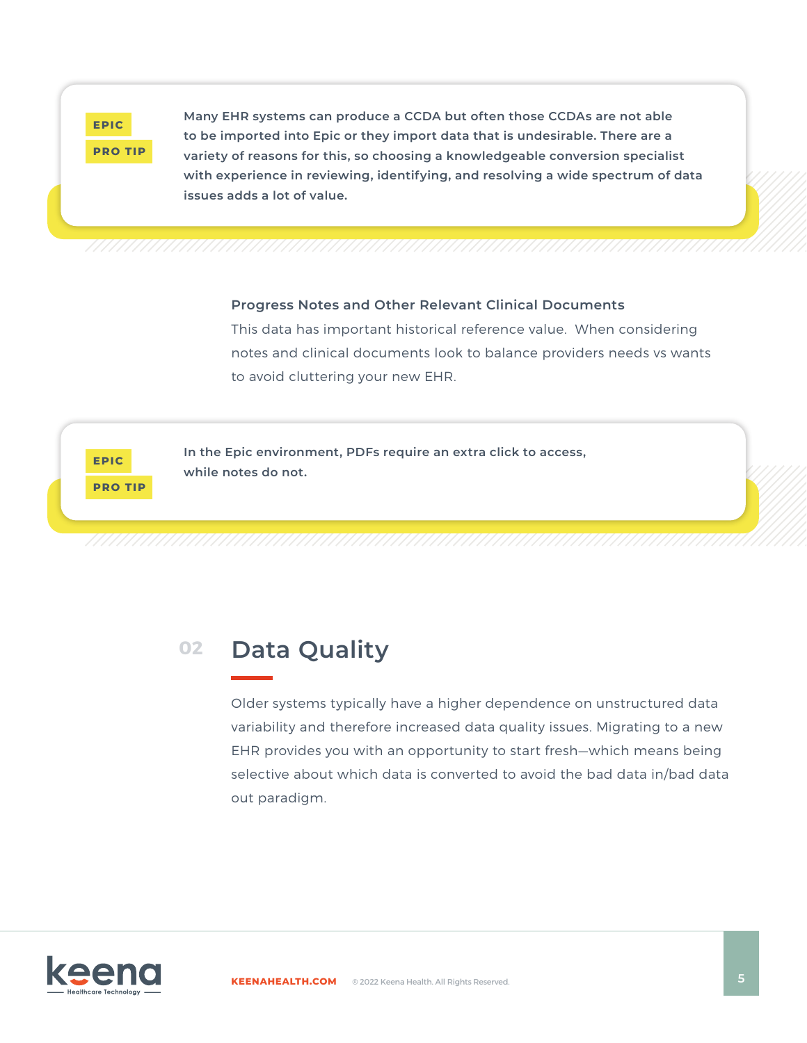**EPIC PRO TIP**

**Many EHR systems can produce a CCDA but often those CCDAs are not able to be imported into Epic or they import data that is undesirable. There are a variety of reasons for this, so choosing a knowledgeable conversion specialist with experience in reviewing, identifying, and resolving a wide spectrum of data issues adds a lot of value.**

### Progress Notes and Other Relevant Clinical Documents

This data has important historical reference value. When considering notes and clinical documents look to balance providers needs vs wants to avoid cluttering your new EHR.

**EPIC PRO TIP**

**In the Epic environment, PDFs require an extra click to access, while notes do not.**

## 02 Data Quality

Older systems typically have a higher dependence on unstructured data variability and therefore increased data quality issues. Migrating to a new EHR provides you with an opportunity to start fresh—which means being selective about which data is converted to avoid the bad data in/bad data out paradigm.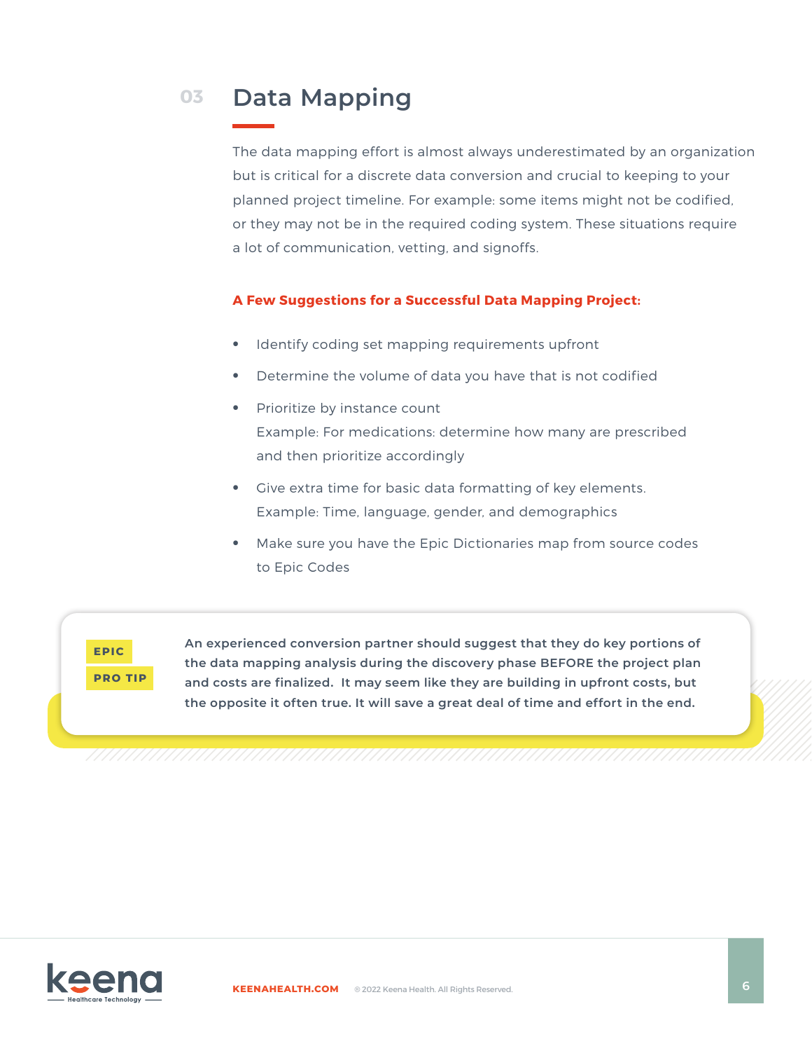## 03 Data Mapping

The data mapping effort is almost always underestimated by an organization but is critical for a discrete data conversion and crucial to keeping to your planned project timeline. For example: some items might not be codified, or they may not be in the required coding system. These situations require a lot of communication, vetting, and signoffs.

**A Few Suggestions for a Successful Data Mapping Project:**

- Identify coding set mapping requirements upfront
- Determine the volume of data you have that is not codified
- Prioritize by instance count
  Example: For medications: determine how many are prescribed and then prioritize accordingly
- Give extra time for basic data formatting of key elements.
  Example: Time, language, gender, and demographics
- Make sure you have the Epic Dictionaries map from source codes to Epic Codes

**EPIC PRO TIP**

**An experienced conversion partner should suggest that they do key portions of the data mapping analysis during the discovery phase BEFORE the project plan and costs are finalized. It may seem like they are building in upfront costs, but the opposite it often true. It will save a great deal of time and effort in the end.**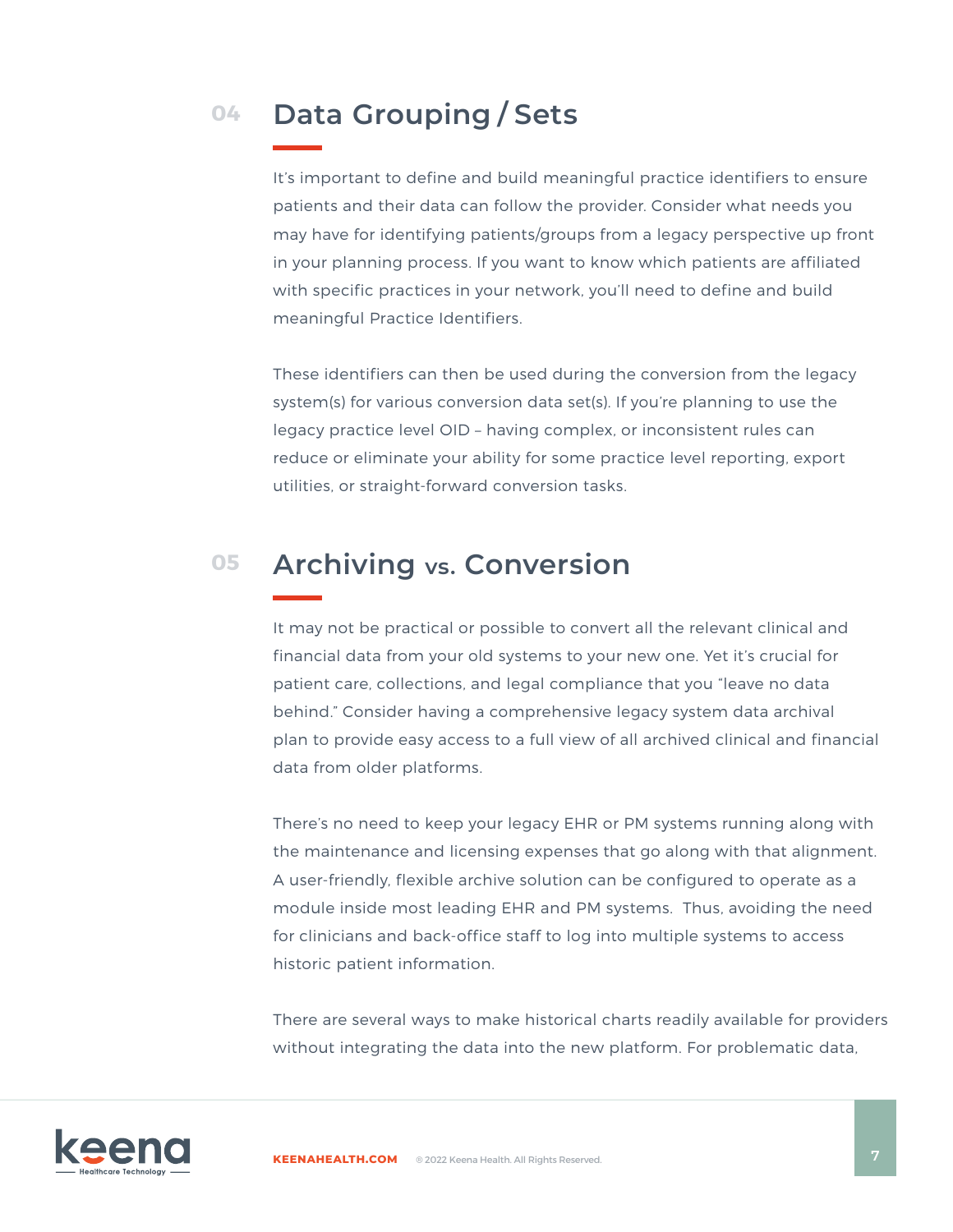## 04 Data Grouping / Sets

It's important to define and build meaningful practice identifiers to ensure patients and their data can follow the provider. Consider what needs you may have for identifying patients/groups from a legacy perspective up front in your planning process. If you want to know which patients are affiliated with specific practices in your network, you'll need to define and build meaningful Practice Identifiers.

These identifiers can then be used during the conversion from the legacy system(s) for various conversion data set(s). If you're planning to use the legacy practice level OID – having complex, or inconsistent rules can reduce or eliminate your ability for some practice level reporting, export utilities, or straight-forward conversion tasks.

## 05 Archiving vs. Conversion

It may not be practical or possible to convert all the relevant clinical and financial data from your old systems to your new one. Yet it's crucial for patient care, collections, and legal compliance that you "leave no data behind." Consider having a comprehensive legacy system data archival plan to provide easy access to a full view of all archived clinical and financial data from older platforms.

There's no need to keep your legacy EHR or PM systems running along with the maintenance and licensing expenses that go along with that alignment. A user-friendly, flexible archive solution can be configured to operate as a module inside most leading EHR and PM systems. Thus, avoiding the need for clinicians and back-office staff to log into multiple systems to access historic patient information.

There are several ways to make historical charts readily available for providers without integrating the data into the new platform. For problematic data,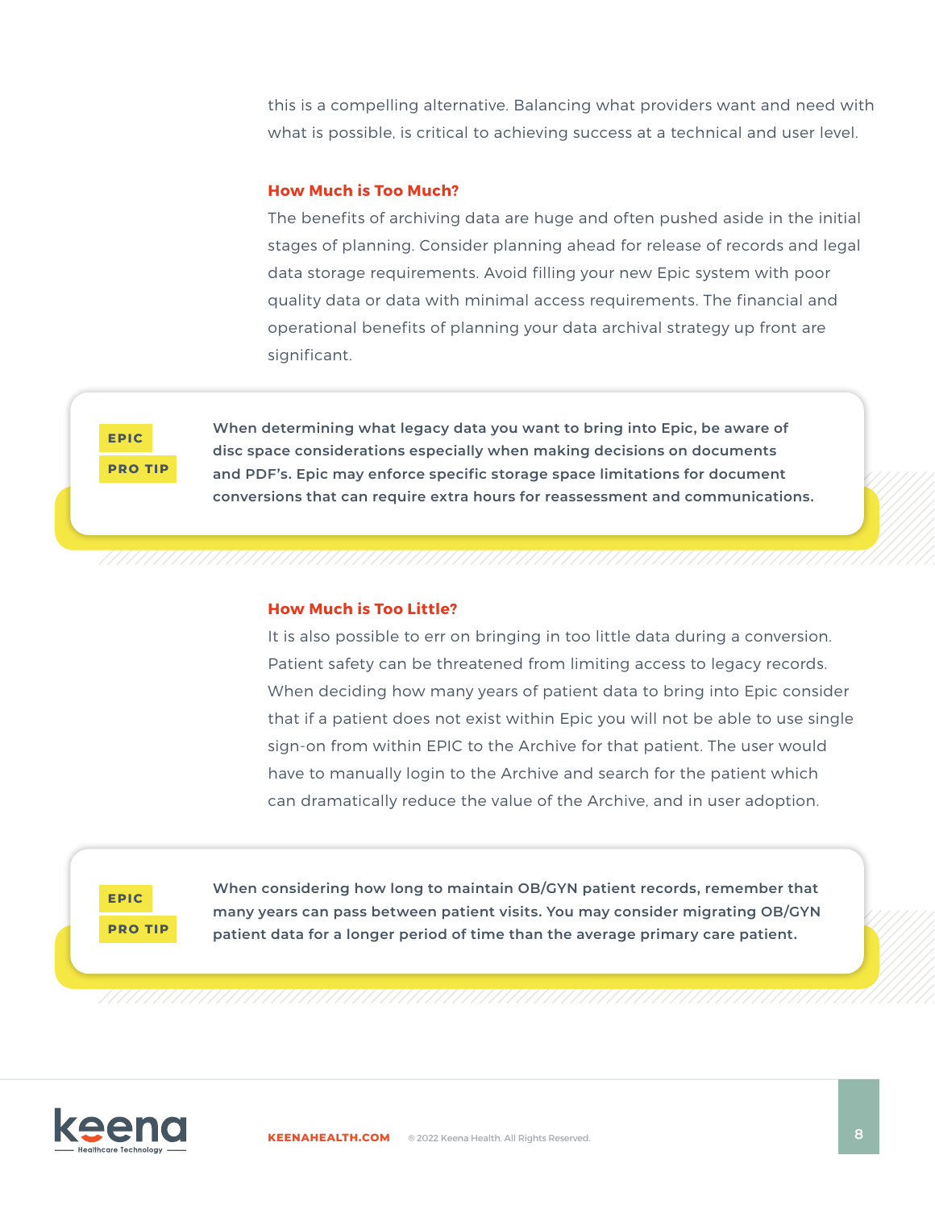this is a compelling alternative. Balancing what providers want and need with what is possible, is critical to achieving success at a technical and user level.

### How Much is Too Much?

The benefits of archiving data are huge and often pushed aside in the initial stages of planning. Consider planning ahead for release of records and legal data storage requirements. Avoid filling your new Epic system with poor quality data or data with minimal access requirements. The financial and operational benefits of planning your data archival strategy up front are significant.

> **EPIC PRO TIP**
>
> **When determining what legacy data you want to bring into Epic, be aware of disc space considerations especially when making decisions on documents and PDF's. Epic may enforce specific storage space limitations for document conversions that can require extra hours for reassessment and communications.**

### How Much is Too Little?

It is also possible to err on bringing in too little data during a conversion. Patient safety can be threatened from limiting access to legacy records. When deciding how many years of patient data to bring into Epic consider that if a patient does not exist within Epic you will not be able to use single sign-on from within EPIC to the Archive for that patient. The user would have to manually login to the Archive and search for the patient which can dramatically reduce the value of the Archive, and in user adoption.

> **EPIC PRO TIP**
>
> **When considering how long to maintain OB/GYN patient records, remember that many years can pass between patient visits. You may consider migrating OB/GYN patient data for a longer period of time than the average primary care patient.**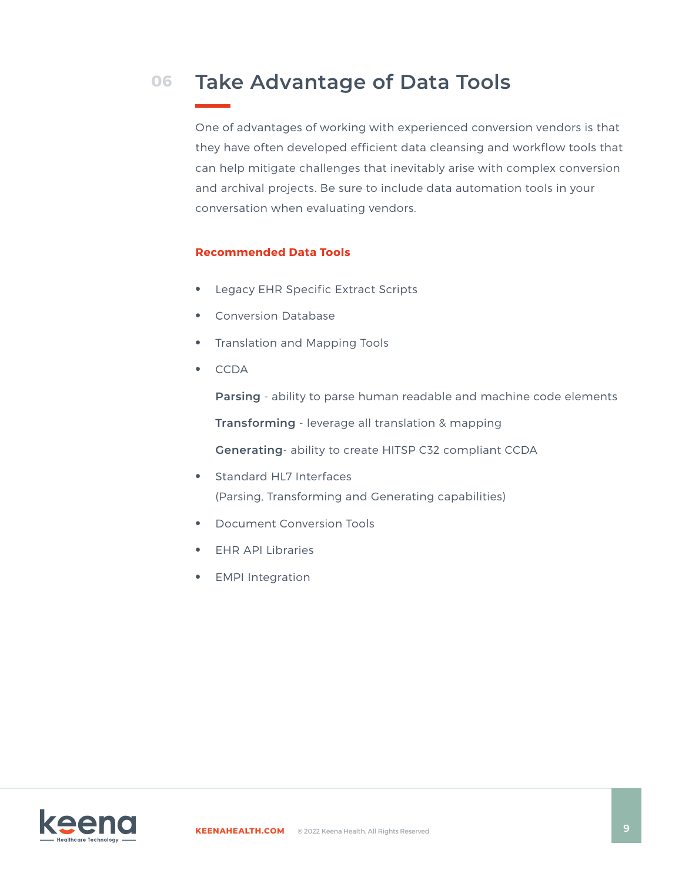# 06 Take Advantage of Data Tools

One of advantages of working with experienced conversion vendors is that they have often developed efficient data cleansing and workflow tools that can help mitigate challenges that inevitably arise with complex conversion and archival projects. Be sure to include data automation tools in your conversation when evaluating vendors.

### Recommended Data Tools

- Legacy EHR Specific Extract Scripts
- Conversion Database
- Translation and Mapping Tools
- CCDA

  **Parsing** - ability to parse human readable and machine code elements

  **Transforming** - leverage all translation & mapping

  **Generating**- ability to create HITSP C32 compliant CCDA
- Standard HL7 Interfaces
  (Parsing, Transforming and Generating capabilities)
- Document Conversion Tools
- EHR API Libraries
- EMPI Integration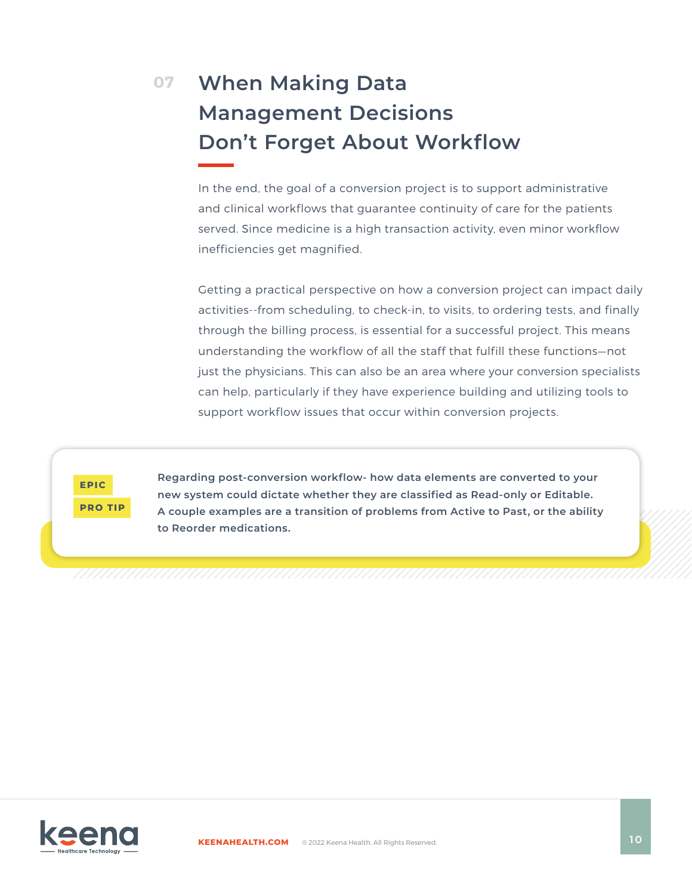## 07 When Making Data Management Decisions Don't Forget About Workflow

In the end, the goal of a conversion project is to support administrative and clinical workflows that guarantee continuity of care for the patients served. Since medicine is a high transaction activity, even minor workflow inefficiencies get magnified.

Getting a practical perspective on how a conversion project can impact daily activities--from scheduling, to check-in, to visits, to ordering tests, and finally through the billing process, is essential for a successful project. This means understanding the workflow of all the staff that fulfill these functions—not just the physicians. This can also be an area where your conversion specialists can help, particularly if they have experience building and utilizing tools to support workflow issues that occur within conversion projects.

**EPIC PRO TIP**

**Regarding post-conversion workflow- how data elements are converted to your new system could dictate whether they are classified as Read-only or Editable. A couple examples are a transition of problems from Active to Past, or the ability to Reorder medications.**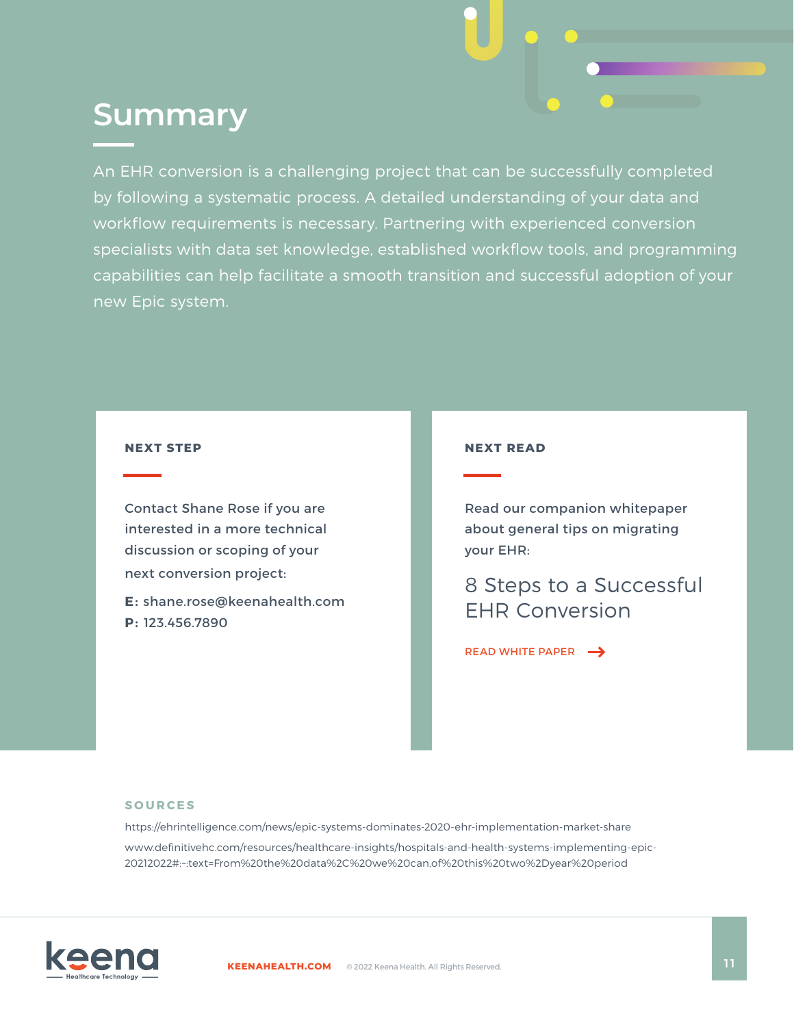# Summary

An EHR conversion is a challenging project that can be successfully completed by following a systematic process. A detailed understanding of your data and workflow requirements is necessary. Partnering with experienced conversion specialists with data set knowledge, established workflow tools, and programming capabilities can help facilitate a smooth transition and successful adoption of your new Epic system.

### NEXT STEP

Contact Shane Rose if you are interested in a more technical discussion or scoping of your next conversion project:

**E:** shane.rose@keenahealth.com
**P:** 123.456.7890

### NEXT READ

Read our companion whitepaper about general tips on migrating your EHR:

8 Steps to a Successful EHR Conversion

READ WHITE PAPER →

### SOURCES

https://ehrintelligence.com/news/epic-systems-dominates-2020-ehr-implementation-market-share

www.definitivehc.com/resources/healthcare-insights/hospitals-and-health-systems-implementing-epic-20212022#:~:text=From%20the%20data%2C%20we%20can,of%20this%20two%2Dyear%20period

keena Healthcare Technology

KEENAHEALTH.COM © 2022 Keena Health. All Rights Reserved.